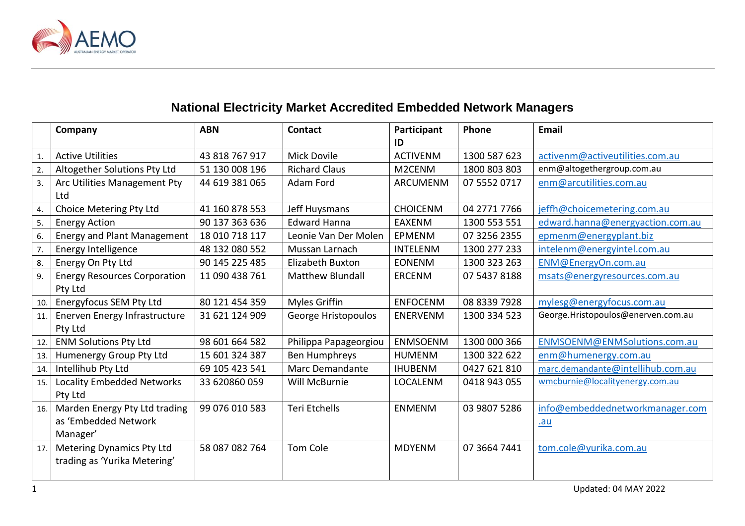# National Electricity Market Accredited Embedded Network Managers

| | Company | ABN | Contact | Participant ID | Phone | Email |
|---|---|---|---|---|---|---|
| 1. | Active Utilities | 43 818 767 917 | Mick Dovile | ACTIVENM | 1300 587 623 | activenm@activeutilities.com.au |
| 2. | Altogether Solutions Pty Ltd | 51 130 008 196 | Richard Claus | M2CENM | 1800 803 803 | enm@altogethergroup.com.au |
| 3. | Arc Utilities Management Pty Ltd | 44 619 381 065 | Adam Ford | ARCUMENM | 07 5552 0717 | enm@arcutilities.com.au |
| 4. | Choice Metering Pty Ltd | 41 160 878 553 | Jeff Huysmans | CHOICENM | 04 2771 7766 | jeffh@choicemetering.com.au |
| 5. | Energy Action | 90 137 363 636 | Edward Hanna | EAXENM | 1300 553 551 | edward.hanna@energyaction.com.au |
| 6. | Energy and Plant Management | 18 010 718 117 | Leonie Van Der Molen | EPMENM | 07 3256 2355 | epmenm@energyplant.biz |
| 7. | Energy Intelligence | 48 132 080 552 | Mussan Larnach | INTELENM | 1300 277 233 | intelenm@energyintel.com.au |
| 8. | Energy On Pty Ltd | 90 145 225 485 | Elizabeth Buxton | EONENM | 1300 323 263 | ENM@EnergyOn.com.au |
| 9. | Energy Resources Corporation Pty Ltd | 11 090 438 761 | Matthew Blundall | ERCENM | 07 5437 8188 | msats@energyresources.com.au |
| 10. | Energyfocus SEM Pty Ltd | 80 121 454 359 | Myles Griffin | ENFOCENM | 08 8339 7928 | mylesg@energyfocus.com.au |
| 11. | Enerven Energy Infrastructure Pty Ltd | 31 621 124 909 | George Hristopoulos | ENERVENM | 1300 334 523 | George.Hristopoulos@enerven.com.au |
| 12. | ENM Solutions Pty Ltd | 98 601 664 582 | Philippa Papageorgiou | ENMSOENM | 1300 000 366 | ENMSOENM@ENMSolutions.com.au |
| 13. | Humenergy Group Pty Ltd | 15 601 324 387 | Ben Humphreys | HUMENM | 1300 322 622 | enm@humenergy.com.au |
| 14. | Intellihub Pty Ltd | 69 105 423 541 | Marc Demandante | IHUBENM | 0427 621 810 | marc.demandante@intellihub.com.au |
| 15. | Locality Embedded Networks Pty Ltd | 33 620860 059 | Will McBurnie | LOCALENM | 0418 943 055 | wmcburnie@localityenergy.com.au |
| 16. | Marden Energy Pty Ltd trading as 'Embedded Network Manager' | 99 076 010 583 | Teri Etchells | ENMENM | 03 9807 5286 | info@embeddednetworkmanager.com.au |
| 17. | Metering Dynamics Pty Ltd trading as 'Yurika Metering' | 58 087 082 764 | Tom Cole | MDYENM | 07 3664 7441 | tom.cole@yurika.com.au |

Updated: 04 MAY 2022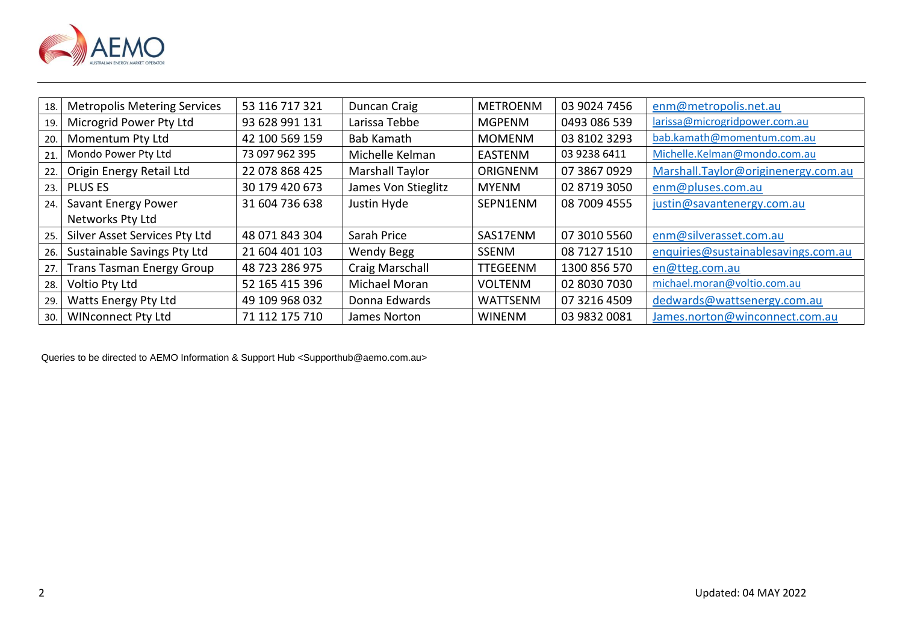| | | | | | | |
|---|---|---|---|---|---|---|
| 18. | Metropolis Metering Services | 53 116 717 321 | Duncan Craig | METROENM | 03 9024 7456 | enm@metropolis.net.au |
| 19. | Microgrid Power Pty Ltd | 93 628 991 131 | Larissa Tebbe | MGPENM | 0493 086 539 | larissa@microgridpower.com.au |
| 20. | Momentum Pty Ltd | 42 100 569 159 | Bab Kamath | MOMENM | 03 8102 3293 | bab.kamath@momentum.com.au |
| 21. | Mondo Power Pty Ltd | 73 097 962 395 | Michelle Kelman | EASTENM | 03 9238 6411 | Michelle.Kelman@mondo.com.au |
| 22. | Origin Energy Retail Ltd | 22 078 868 425 | Marshall Taylor | ORIGNENM | 07 3867 0929 | Marshall.Taylor@originenergy.com.au |
| 23. | PLUS ES | 30 179 420 673 | James Von Stieglitz | MYENM | 02 8719 3050 | enm@pluses.com.au |
| 24. | Savant Energy Power Networks Pty Ltd | 31 604 736 638 | Justin Hyde | SEPN1ENM | 08 7009 4555 | justin@savantenergy.com.au |
| 25. | Silver Asset Services Pty Ltd | 48 071 843 304 | Sarah Price | SAS17ENM | 07 3010 5560 | enm@silverasset.com.au |
| 26. | Sustainable Savings Pty Ltd | 21 604 401 103 | Wendy Begg | SSENM | 08 7127 1510 | enquiries@sustainablesavings.com.au |
| 27. | Trans Tasman Energy Group | 48 723 286 975 | Craig Marschall | TTEGEENM | 1300 856 570 | en@tteg.com.au |
| 28. | Voltio Pty Ltd | 52 165 415 396 | Michael Moran | VOLTENM | 02 8030 7030 | michael.moran@voltio.com.au |
| 29. | Watts Energy Pty Ltd | 49 109 968 032 | Donna Edwards | WATTSENM | 07 3216 4509 | dedwards@wattsenergy.com.au |
| 30. | WINconnect Pty Ltd | 71 112 175 710 | James Norton | WINENM | 03 9832 0081 | James.norton@winconnect.com.au |

Queries to be directed to AEMO Information & Support Hub <Supporthub@aemo.com.au>

Updated: 04 MAY 2022